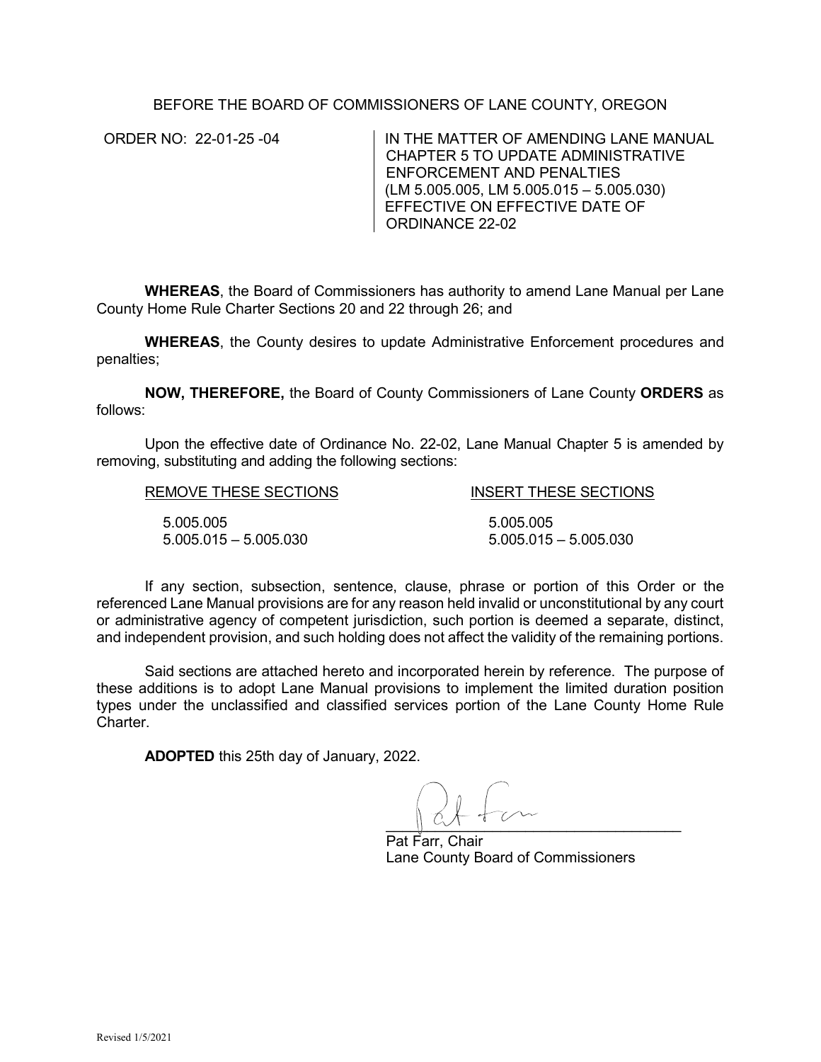BEFORE THE BOARD OF COMMISSIONERS OF LANE COUNTY, OREGON

| ORDER NO: 22-01-25 -04 | IN THE MATTER OF AMENDING LANE MANUAL CHAPTER 5 TO UPDATE ADMINISTRATIVE ENFORCEMENT AND PENALTIES (LM 5.005.005, LM 5.005.015 – 5.005.030) EFFECTIVE ON EFFECTIVE DATE OF ORDINANCE 22-02 |
|---|---|

**WHEREAS**, the Board of Commissioners has authority to amend Lane Manual per Lane County Home Rule Charter Sections 20 and 22 through 26; and

**WHEREAS**, the County desires to update Administrative Enforcement procedures and penalties;

**NOW, THEREFORE,** the Board of County Commissioners of Lane County **ORDERS** as follows:

Upon the effective date of Ordinance No. 22-02, Lane Manual Chapter 5 is amended by removing, substituting and adding the following sections:

| REMOVE THESE SECTIONS | INSERT THESE SECTIONS |
|---|---|
| 5.005.005 | 5.005.005 |
| 5.005.015 – 5.005.030 | 5.005.015 – 5.005.030 |

If any section, subsection, sentence, clause, phrase or portion of this Order or the referenced Lane Manual provisions are for any reason held invalid or unconstitutional by any court or administrative agency of competent jurisdiction, such portion is deemed a separate, distinct, and independent provision, and such holding does not affect the validity of the remaining portions.

Said sections are attached hereto and incorporated herein by reference. The purpose of these additions is to adopt Lane Manual provisions to implement the limited duration position types under the unclassified and classified services portion of the Lane County Home Rule Charter.

**ADOPTED** this 25th day of January, 2022.

Pat Farr, Chair
Lane County Board of Commissioners

Revised 1/5/2021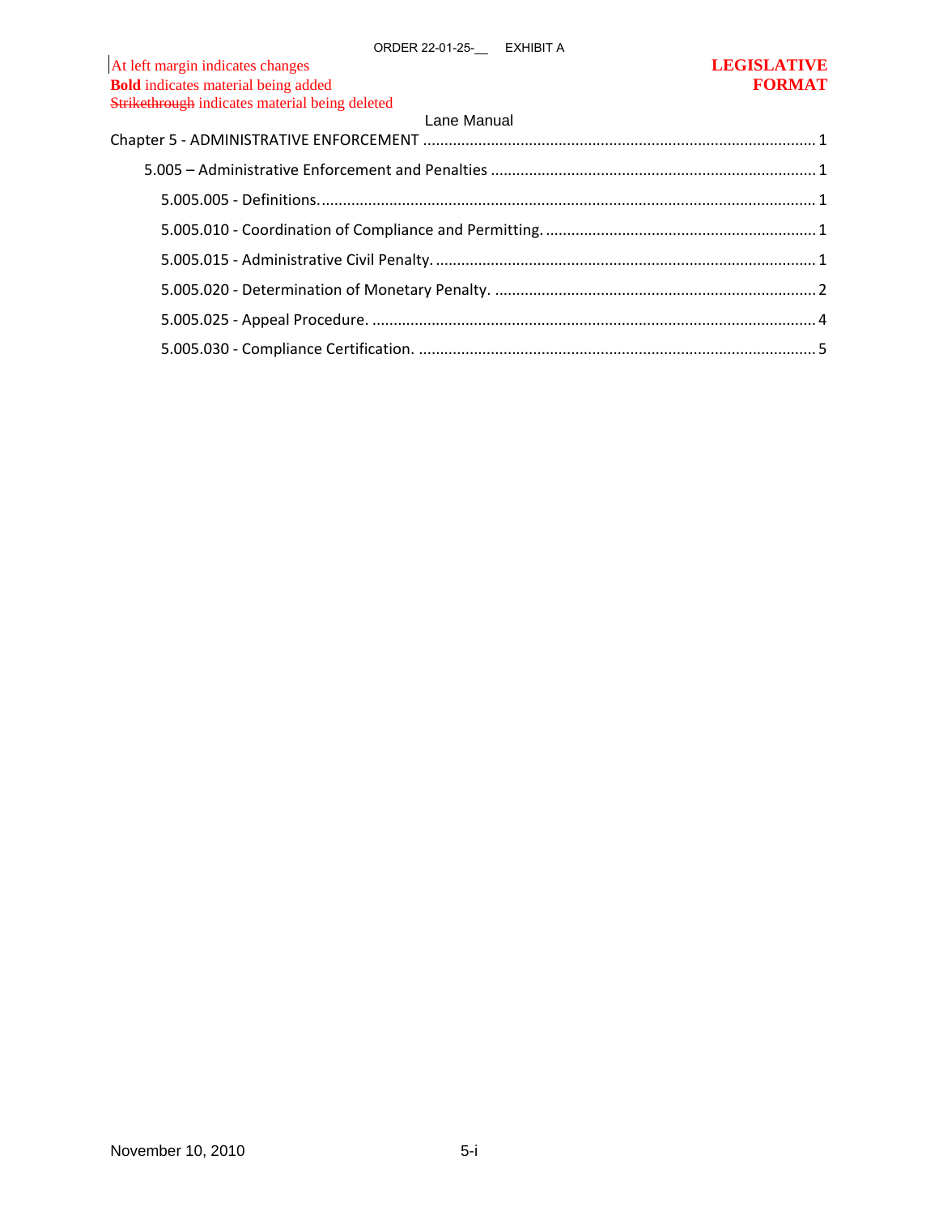At left margin indicates changes
**Bold** indicates material being added
~~Strikethrough~~ indicates material being deleted

**LEGISLATIVE FORMAT**

Lane Manual

Chapter 5 - ADMINISTRATIVE ENFORCEMENT ........................................................................................ 1

5.005 – Administrative Enforcement and Penalties ........................................................................... 1

5.005.005 - Definitions. .................................................................................................................. 1

5.005.010 - Coordination of Compliance and Permitting. ............................................................... 1

5.005.015 - Administrative Civil Penalty. ......................................................................................... 1

5.005.020 - Determination of Monetary Penalty. ........................................................................... 2

5.005.025 - Appeal Procedure. ........................................................................................................ 4

5.005.030 - Compliance Certification. ............................................................................................ 5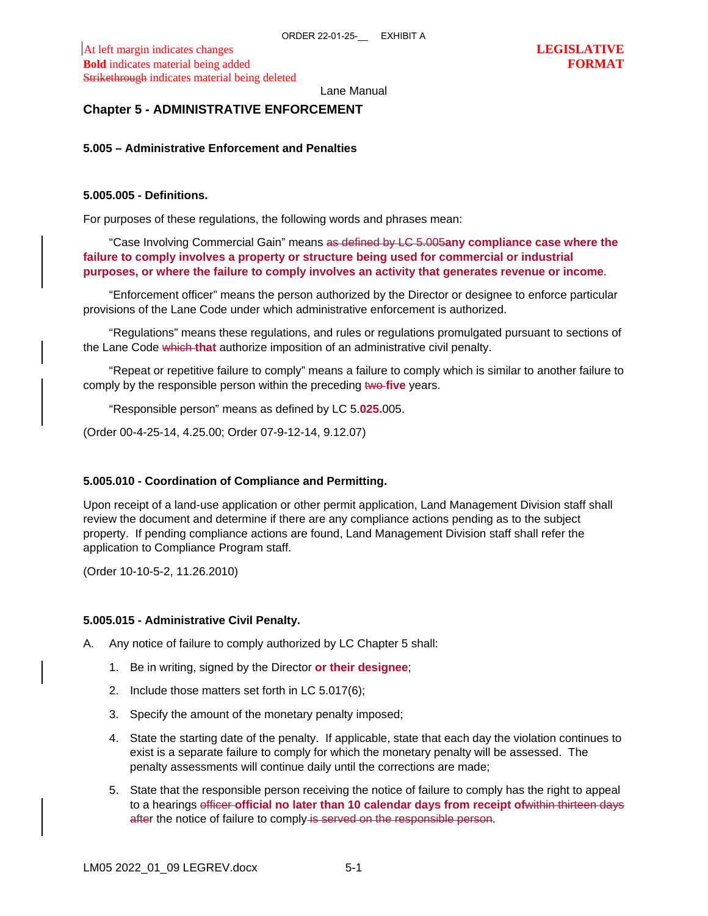ORDER 22-01-25-__ EXHIBIT A

At left margin indicates changes
**Bold** indicates material being added
~~Strikethrough~~ indicates material being deleted

**LEGISLATIVE FORMAT**

Lane Manual

## Chapter 5 - ADMINISTRATIVE ENFORCEMENT

### 5.005 – Administrative Enforcement and Penalties

#### 5.005.005 - Definitions.

For purposes of these regulations, the following words and phrases mean:

"Case Involving Commercial Gain" means ~~as defined by LC 5.005~~**any compliance case where the failure to comply involves a property or structure being used for commercial or industrial purposes, or where the failure to comply involves an activity that generates revenue or income**.

"Enforcement officer" means the person authorized by the Director or designee to enforce particular provisions of the Lane Code under which administrative enforcement is authorized.

"Regulations" means these regulations, and rules or regulations promulgated pursuant to sections of the Lane Code ~~which~~ **that** authorize imposition of an administrative civil penalty.

"Repeat or repetitive failure to comply" means a failure to comply which is similar to another failure to comply by the responsible person within the preceding ~~two~~ **five** years.

"Responsible person" means as defined by LC 5.**025.**005.

(Order 00-4-25-14, 4.25.00; Order 07-9-12-14, 9.12.07)

#### 5.005.010 - Coordination of Compliance and Permitting.

Upon receipt of a land-use application or other permit application, Land Management Division staff shall review the document and determine if there are any compliance actions pending as to the subject property. If pending compliance actions are found, Land Management Division staff shall refer the application to Compliance Program staff.

(Order 10-10-5-2, 11.26.2010)

#### 5.005.015 - Administrative Civil Penalty.

A. Any notice of failure to comply authorized by LC Chapter 5 shall:

1. Be in writing, signed by the Director **or their designee**;
2. Include those matters set forth in LC 5.017(6);
3. Specify the amount of the monetary penalty imposed;
4. State the starting date of the penalty. If applicable, state that each day the violation continues to exist is a separate failure to comply for which the monetary penalty will be assessed. The penalty assessments will continue daily until the corrections are made;
5. State that the responsible person receiving the notice of failure to comply has the right to appeal to a hearings ~~officer~~ **official no later than 10 calendar days from receipt of**~~within thirteen days after~~ the notice of failure to comply ~~is served on the responsible person~~.

LM05 2022_01_09 LEGREV.docx